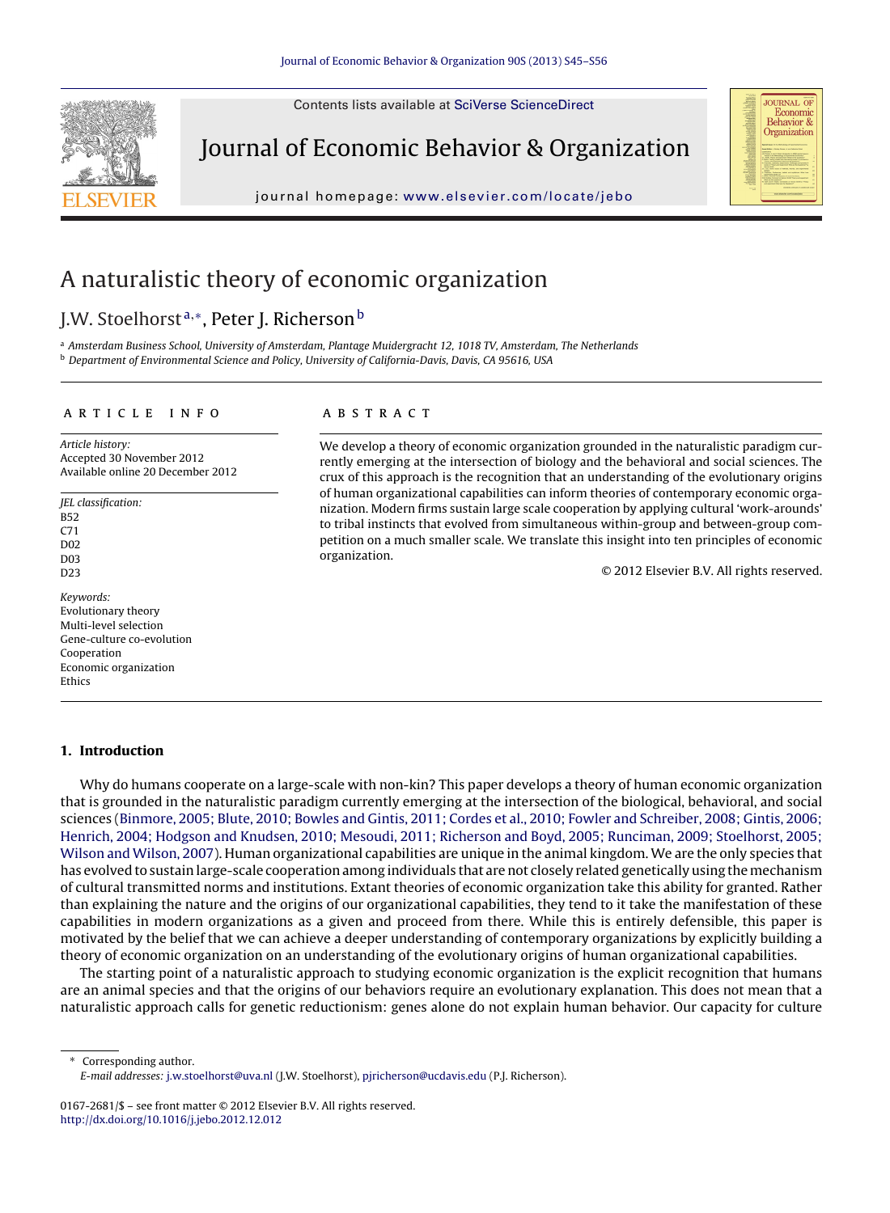# A naturalistic theory of economic organization

J.W. Stoelhorst[a,*], Peter J. Richerson[b]

[a] Amsterdam Business School, University of Amsterdam, Plantage Muidergracht 12, 1018 TV, Amsterdam, The Netherlands
[b] Department of Environmental Science and Policy, University of California-Davis, Davis, CA 95616, USA

## ARTICLE INFO

*Article history:*
Accepted 30 November 2012
Available online 20 December 2012

*JEL classification:*
B52
C71
D02
D03
D23

*Keywords:*
Evolutionary theory
Multi-level selection
Gene-culture co-evolution
Cooperation
Economic organization
Ethics

## ABSTRACT

We develop a theory of economic organization grounded in the naturalistic paradigm currently emerging at the intersection of biology and the behavioral and social sciences. The crux of this approach is the recognition that an understanding of the evolutionary origins of human organizational capabilities can inform theories of contemporary economic organization. Modern firms sustain large scale cooperation by applying cultural 'work-arounds' to tribal instincts that evolved from simultaneous within-group and between-group competition on a much smaller scale. We translate this insight into ten principles of economic organization.

© 2012 Elsevier B.V. All rights reserved.

## 1. Introduction

Why do humans cooperate on a large-scale with non-kin? This paper develops a theory of human economic organization that is grounded in the naturalistic paradigm currently emerging at the intersection of the biological, behavioral, and social sciences (Binmore, 2005; Blute, 2010; Bowles and Gintis, 2011; Cordes et al., 2010; Fowler and Schreiber, 2008; Gintis, 2006; Henrich, 2004; Hodgson and Knudsen, 2010; Mesoudi, 2011; Richerson and Boyd, 2005; Runciman, 2009; Stoelhorst, 2005; Wilson and Wilson, 2007). Human organizational capabilities are unique in the animal kingdom. We are the only species that has evolved to sustain large-scale cooperation among individuals that are not closely related genetically using the mechanism of cultural transmitted norms and institutions. Extant theories of economic organization take this ability for granted. Rather than explaining the nature and the origins of our organizational capabilities, they tend to it take the manifestation of these capabilities in modern organizations as a given and proceed from there. While this is entirely defensible, this paper is motivated by the belief that we can achieve a deeper understanding of contemporary organizations by explicitly building a theory of economic organization on an understanding of the evolutionary origins of human organizational capabilities.

The starting point of a naturalistic approach to studying economic organization is the explicit recognition that humans are an animal species and that the origins of our behaviors require an evolutionary explanation. This does not mean that a naturalistic approach calls for genetic reductionism: genes alone do not explain human behavior. Our capacity for culture

---

* Corresponding author.
*E-mail addresses:* j.w.stoelhorst@uva.nl (J.W. Stoelhorst), pjricherson@ucdavis.edu (P.J. Richerson).

0167-2681/$ – see front matter © 2012 Elsevier B.V. All rights reserved.
http://dx.doi.org/10.1016/j.jebo.2012.12.012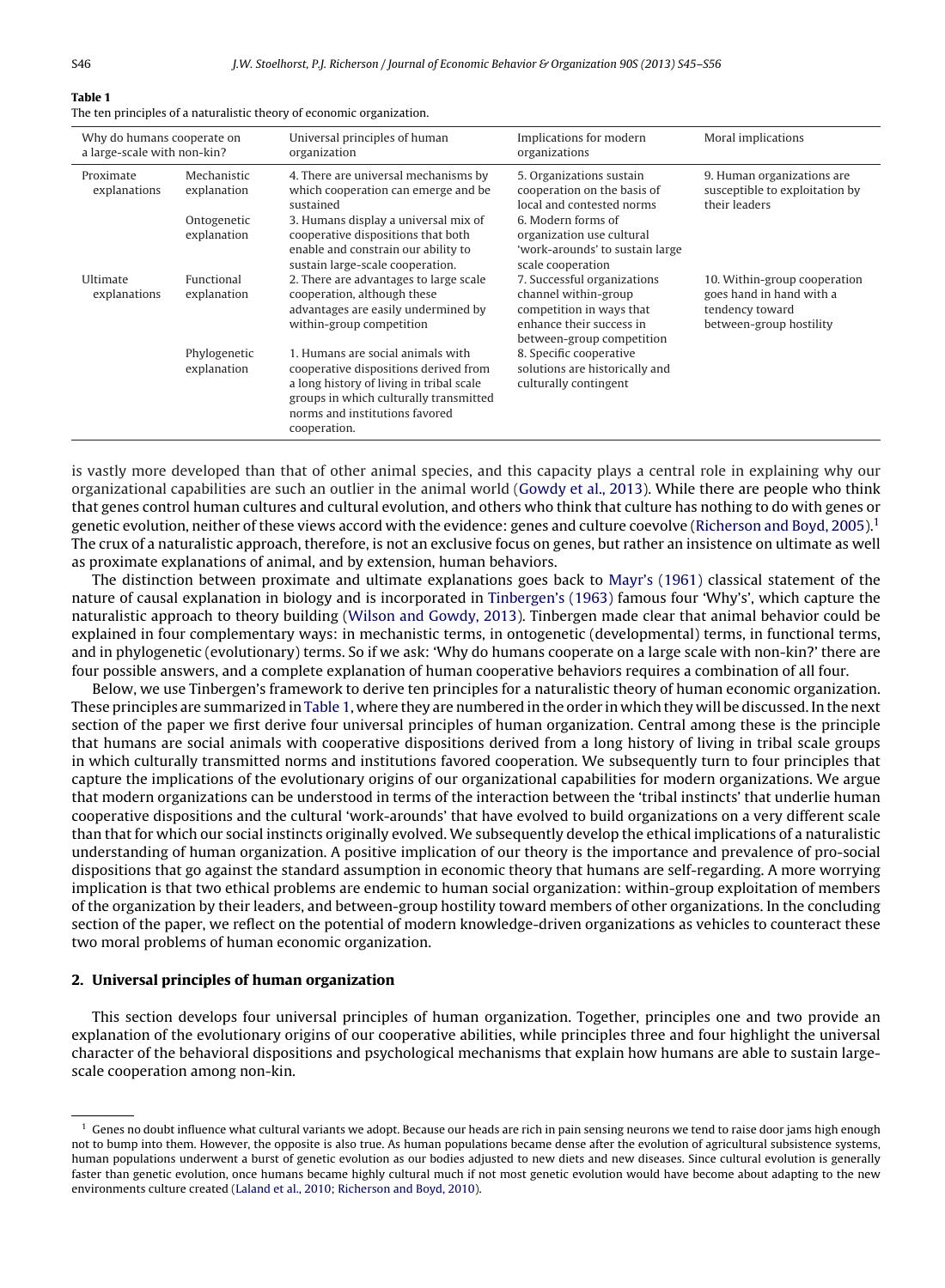**Table 1**
The ten principles of a naturalistic theory of economic organization.

| Why do humans cooperate on a large-scale with non-kin? | | Universal principles of human organization | Implications for modern organizations | Moral implications |
|---|---|---|---|---|
| Proximate explanations | Mechanistic explanation | 4. There are universal mechanisms by which cooperation can emerge and be sustained | 5. Organizations sustain cooperation on the basis of local and contested norms | 9. Human organizations are susceptible to exploitation by their leaders |
| | Ontogenetic explanation | 3. Humans display a universal mix of cooperative dispositions that both enable and constrain our ability to sustain large-scale cooperation. | 6. Modern forms of organization use cultural 'work-arounds' to sustain large scale cooperation | |
| Ultimate explanations | Functional explanation | 2. There are advantages to large scale cooperation, although these advantages are easily undermined by within-group competition | 7. Successful organizations channel within-group competition in ways that enhance their success in between-group competition | 10. Within-group cooperation goes hand in hand with a tendency toward between-group hostility |
| | Phylogenetic explanation | 1. Humans are social animals with cooperative dispositions derived from a long history of living in tribal scale groups in which culturally transmitted norms and institutions favored cooperation. | 8. Specific cooperative solutions are historically and culturally contingent | |

is vastly more developed than that of other animal species, and this capacity plays a central role in explaining why our organizational capabilities are such an outlier in the animal world (Gowdy et al., 2013). While there are people who think that genes control human cultures and cultural evolution, and others who think that culture has nothing to do with genes or genetic evolution, neither of these views accord with the evidence: genes and culture coevolve (Richerson and Boyd, 2005).[1] The crux of a naturalistic approach, therefore, is not an exclusive focus on genes, but rather an insistence on ultimate as well as proximate explanations of animal, and by extension, human behaviors.

The distinction between proximate and ultimate explanations goes back to Mayr's (1961) classical statement of the nature of causal explanation in biology and is incorporated in Tinbergen's (1963) famous four 'Why's', which capture the naturalistic approach to theory building (Wilson and Gowdy, 2013). Tinbergen made clear that animal behavior could be explained in four complementary ways: in mechanistic terms, in ontogenetic (developmental) terms, in functional terms, and in phylogenetic (evolutionary) terms. So if we ask: 'Why do humans cooperate on a large scale with non-kin?' there are four possible answers, and a complete explanation of human cooperative behaviors requires a combination of all four.

Below, we use Tinbergen's framework to derive ten principles for a naturalistic theory of human economic organization. These principles are summarized in Table 1, where they are numbered in the order in which they will be discussed. In the next section of the paper we first derive four universal principles of human organization. Central among these is the principle that humans are social animals with cooperative dispositions derived from a long history of living in tribal scale groups in which culturally transmitted norms and institutions favored cooperation. We subsequently turn to four principles that capture the implications of the evolutionary origins of our organizational capabilities for modern organizations. We argue that modern organizations can be understood in terms of the interaction between the 'tribal instincts' that underlie human cooperative dispositions and the cultural 'work-arounds' that have evolved to build organizations on a very different scale than that for which our social instincts originally evolved. We subsequently develop the ethical implications of a naturalistic understanding of human organization. A positive implication of our theory is the importance and prevalence of pro-social dispositions that go against the standard assumption in economic theory that humans are self-regarding. A more worrying implication is that two ethical problems are endemic to human social organization: within-group exploitation of members of the organization by their leaders, and between-group hostility toward members of other organizations. In the concluding section of the paper, we reflect on the potential of modern knowledge-driven organizations as vehicles to counteract these two moral problems of human economic organization.

## 2. Universal principles of human organization

This section develops four universal principles of human organization. Together, principles one and two provide an explanation of the evolutionary origins of our cooperative abilities, while principles three and four highlight the universal character of the behavioral dispositions and psychological mechanisms that explain how humans are able to sustain large-scale cooperation among non-kin.

---

[1] Genes no doubt influence what cultural variants we adopt. Because our heads are rich in pain sensing neurons we tend to raise door jams high enough not to bump into them. However, the opposite is also true. As human populations became dense after the evolution of agricultural subsistence systems, human populations underwent a burst of genetic evolution as our bodies adjusted to new diets and new diseases. Since cultural evolution is generally faster than genetic evolution, once humans became highly cultural much if not most genetic evolution would have become about adapting to the new environments culture created (Laland et al., 2010; Richerson and Boyd, 2010).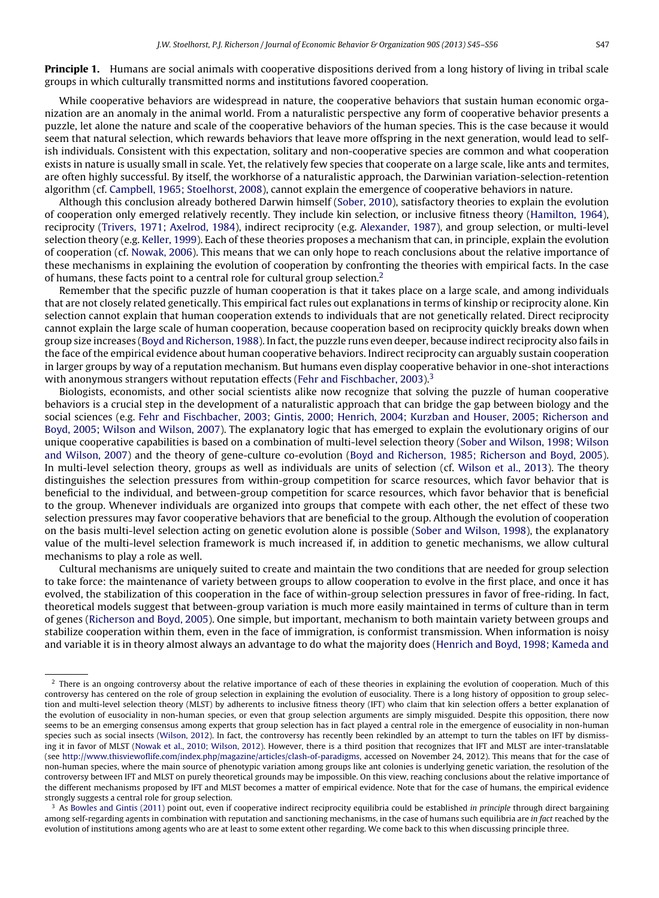**Principle 1.** Humans are social animals with cooperative dispositions derived from a long history of living in tribal scale groups in which culturally transmitted norms and institutions favored cooperation.

While cooperative behaviors are widespread in nature, the cooperative behaviors that sustain human economic organization are an anomaly in the animal world. From a naturalistic perspective any form of cooperative behavior presents a puzzle, let alone the nature and scale of the cooperative behaviors of the human species. This is the case because it would seem that natural selection, which rewards behaviors that leave more offspring in the next generation, would lead to selfish individuals. Consistent with this expectation, solitary and non-cooperative species are common and what cooperation exists in nature is usually small in scale. Yet, the relatively few species that cooperate on a large scale, like ants and termites, are often highly successful. By itself, the workhorse of a naturalistic approach, the Darwinian variation-selection-retention algorithm (cf. Campbell, 1965; Stoelhorst, 2008), cannot explain the emergence of cooperative behaviors in nature.

Although this conclusion already bothered Darwin himself (Sober, 2010), satisfactory theories to explain the evolution of cooperation only emerged relatively recently. They include kin selection, or inclusive fitness theory (Hamilton, 1964), reciprocity (Trivers, 1971; Axelrod, 1984), indirect reciprocity (e.g. Alexander, 1987), and group selection, or multi-level selection theory (e.g. Keller, 1999). Each of these theories proposes a mechanism that can, in principle, explain the evolution of cooperation (cf. Nowak, 2006). This means that we can only hope to reach conclusions about the relative importance of these mechanisms in explaining the evolution of cooperation by confronting the theories with empirical facts. In the case of humans, these facts point to a central role for cultural group selection.[2]

Remember that the specific puzzle of human cooperation is that it takes place on a large scale, and among individuals that are not closely related genetically. This empirical fact rules out explanations in terms of kinship or reciprocity alone. Kin selection cannot explain that human cooperation extends to individuals that are not genetically related. Direct reciprocity cannot explain the large scale of human cooperation, because cooperation based on reciprocity quickly breaks down when group size increases (Boyd and Richerson, 1988). In fact, the puzzle runs even deeper, because indirect reciprocity also fails in the face of the empirical evidence about human cooperative behaviors. Indirect reciprocity can arguably sustain cooperation in larger groups by way of a reputation mechanism. But humans even display cooperative behavior in one-shot interactions with anonymous strangers without reputation effects (Fehr and Fischbacher, 2003).[3]

Biologists, economists, and other social scientists alike now recognize that solving the puzzle of human cooperative behaviors is a crucial step in the development of a naturalistic approach that can bridge the gap between biology and the social sciences (e.g. Fehr and Fischbacher, 2003; Gintis, 2000; Henrich, 2004; Kurzban and Houser, 2005; Richerson and Boyd, 2005; Wilson and Wilson, 2007). The explanatory logic that has emerged to explain the evolutionary origins of our unique cooperative capabilities is based on a combination of multi-level selection theory (Sober and Wilson, 1998; Wilson and Wilson, 2007) and the theory of gene-culture co-evolution (Boyd and Richerson, 1985; Richerson and Boyd, 2005). In multi-level selection theory, groups as well as individuals are units of selection (cf. Wilson et al., 2013). The theory distinguishes the selection pressures from within-group competition for scarce resources, which favor behavior that is beneficial to the individual, and between-group competition for scarce resources, which favor behavior that is beneficial to the group. Whenever individuals are organized into groups that compete with each other, the net effect of these two selection pressures may favor cooperative behaviors that are beneficial to the group. Although the evolution of cooperation on the basis multi-level selection acting on genetic evolution alone is possible (Sober and Wilson, 1998), the explanatory value of the multi-level selection framework is much increased if, in addition to genetic mechanisms, we allow cultural mechanisms to play a role as well.

Cultural mechanisms are uniquely suited to create and maintain the two conditions that are needed for group selection to take force: the maintenance of variety between groups to allow cooperation to evolve in the first place, and once it has evolved, the stabilization of this cooperation in the face of within-group selection pressures in favor of free-riding. In fact, theoretical models suggest that between-group variation is much more easily maintained in terms of culture than in term of genes (Richerson and Boyd, 2005). One simple, but important, mechanism to both maintain variety between groups and stabilize cooperation within them, even in the face of immigration, is conformist transmission. When information is noisy and variable it is in theory almost always an advantage to do what the majority does (Henrich and Boyd, 1998; Kameda and

---

[2] There is an ongoing controversy about the relative importance of each of these theories in explaining the evolution of cooperation. Much of this controversy has centered on the role of group selection in explaining the evolution of eusociality. There is a long history of opposition to group selection and multi-level selection theory (MLST) by adherents to inclusive fitness theory (IFT) who claim that kin selection offers a better explanation of the evolution of eusociality in non-human species, or even that group selection arguments are simply misguided. Despite this opposition, there now seems to be an emerging consensus among experts that group selection has in fact played a central role in the emergence of eusociality in non-human species such as social insects (Wilson, 2012). In fact, the controversy has recently been rekindled by an attempt to turn the tables on IFT by dismissing it in favor of MLST (Nowak et al., 2010; Wilson, 2012). However, there is a third position that recognizes that IFT and MLST are inter-translatable (see http://www.thisviewoflife.com/index.php/magazine/articles/clash-of-paradigms, accessed on November 24, 2012). This means that for the case of non-human species, where the main source of phenotypic variation among groups like ant colonies is underlying genetic variation, the resolution of the controversy between IFT and MLST on purely theoretical grounds may be impossible. On this view, reaching conclusions about the relative importance of the different mechanisms proposed by IFT and MLST becomes a matter of empirical evidence. Note that for the case of humans, the empirical evidence strongly suggests a central role for group selection.

[3] As Bowles and Gintis (2011) point out, even if cooperative indirect reciprocity equilibria could be established *in principle* through direct bargaining among self-regarding agents in combination with reputation and sanctioning mechanisms, in the case of humans such equilibria are *in fact* reached by the evolution of institutions among agents who are at least to some extent other regarding. We come back to this when discussing principle three.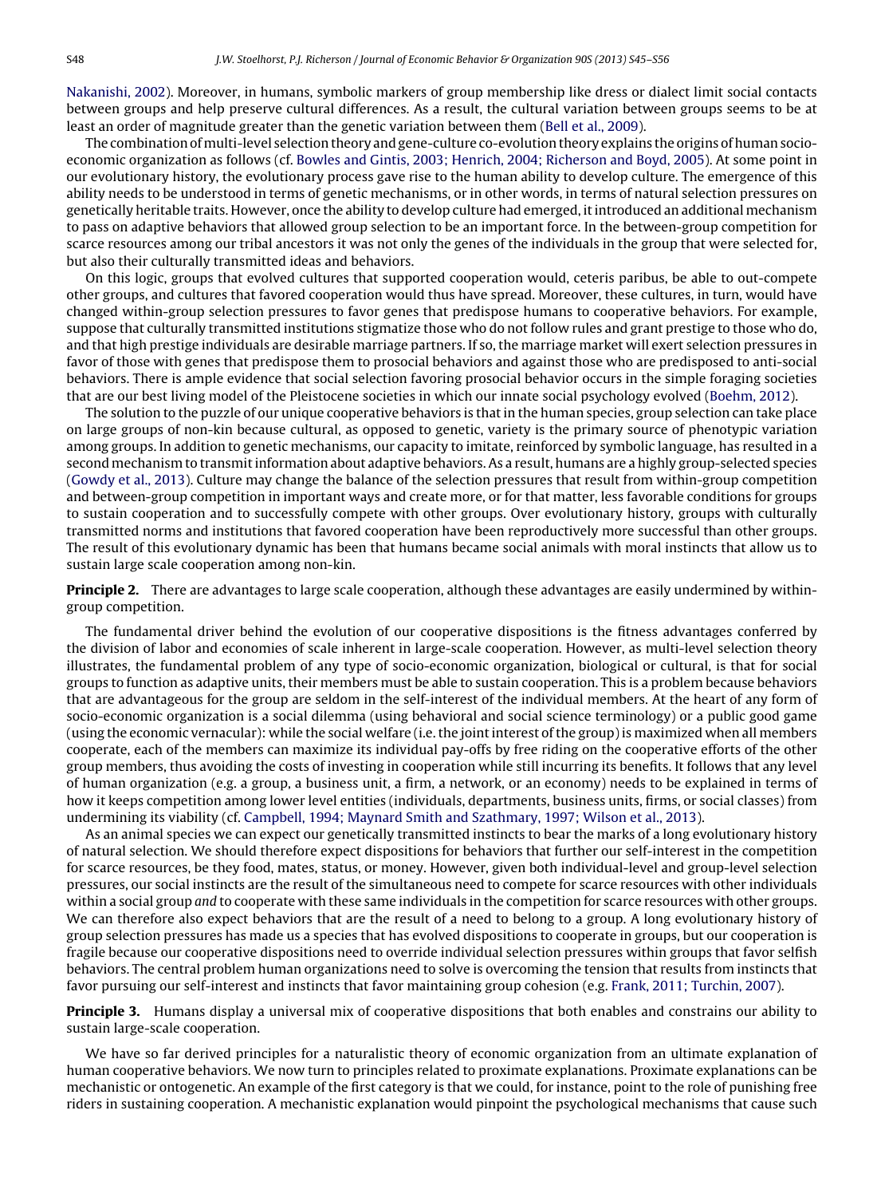Nakanishi, 2002). Moreover, in humans, symbolic markers of group membership like dress or dialect limit social contacts between groups and help preserve cultural differences. As a result, the cultural variation between groups seems to be at least an order of magnitude greater than the genetic variation between them (Bell et al., 2009).

The combination of multi-level selection theory and gene-culture co-evolution theory explains the origins of human socio-economic organization as follows (cf. Bowles and Gintis, 2003; Henrich, 2004; Richerson and Boyd, 2005). At some point in our evolutionary history, the evolutionary process gave rise to the human ability to develop culture. The emergence of this ability needs to be understood in terms of genetic mechanisms, or in other words, in terms of natural selection pressures on genetically heritable traits. However, once the ability to develop culture had emerged, it introduced an additional mechanism to pass on adaptive behaviors that allowed group selection to be an important force. In the between-group competition for scarce resources among our tribal ancestors it was not only the genes of the individuals in the group that were selected for, but also their culturally transmitted ideas and behaviors.

On this logic, groups that evolved cultures that supported cooperation would, ceteris paribus, be able to out-compete other groups, and cultures that favored cooperation would thus have spread. Moreover, these cultures, in turn, would have changed within-group selection pressures to favor genes that predispose humans to cooperative behaviors. For example, suppose that culturally transmitted institutions stigmatize those who do not follow rules and grant prestige to those who do, and that high prestige individuals are desirable marriage partners. If so, the marriage market will exert selection pressures in favor of those with genes that predispose them to prosocial behaviors and against those who are predisposed to anti-social behaviors. There is ample evidence that social selection favoring prosocial behavior occurs in the simple foraging societies that are our best living model of the Pleistocene societies in which our innate social psychology evolved (Boehm, 2012).

The solution to the puzzle of our unique cooperative behaviors is that in the human species, group selection can take place on large groups of non-kin because cultural, as opposed to genetic, variety is the primary source of phenotypic variation among groups. In addition to genetic mechanisms, our capacity to imitate, reinforced by symbolic language, has resulted in a second mechanism to transmit information about adaptive behaviors. As a result, humans are a highly group-selected species (Gowdy et al., 2013). Culture may change the balance of the selection pressures that result from within-group competition and between-group competition in important ways and create more, or for that matter, less favorable conditions for groups to sustain cooperation and to successfully compete with other groups. Over evolutionary history, groups with culturally transmitted norms and institutions that favored cooperation have been reproductively more successful than other groups. The result of this evolutionary dynamic has been that humans became social animals with moral instincts that allow us to sustain large scale cooperation among non-kin.

**Principle 2.** There are advantages to large scale cooperation, although these advantages are easily undermined by within-group competition.

The fundamental driver behind the evolution of our cooperative dispositions is the fitness advantages conferred by the division of labor and economies of scale inherent in large-scale cooperation. However, as multi-level selection theory illustrates, the fundamental problem of any type of socio-economic organization, biological or cultural, is that for social groups to function as adaptive units, their members must be able to sustain cooperation. This is a problem because behaviors that are advantageous for the group are seldom in the self-interest of the individual members. At the heart of any form of socio-economic organization is a social dilemma (using behavioral and social science terminology) or a public good game (using the economic vernacular): while the social welfare (i.e. the joint interest of the group) is maximized when all members cooperate, each of the members can maximize its individual pay-offs by free riding on the cooperative efforts of the other group members, thus avoiding the costs of investing in cooperation while still incurring its benefits. It follows that any level of human organization (e.g. a group, a business unit, a firm, a network, or an economy) needs to be explained in terms of how it keeps competition among lower level entities (individuals, departments, business units, firms, or social classes) from undermining its viability (cf. Campbell, 1994; Maynard Smith and Szathmary, 1997; Wilson et al., 2013).

As an animal species we can expect our genetically transmitted instincts to bear the marks of a long evolutionary history of natural selection. We should therefore expect dispositions for behaviors that further our self-interest in the competition for scarce resources, be they food, mates, status, or money. However, given both individual-level and group-level selection pressures, our social instincts are the result of the simultaneous need to compete for scarce resources with other individuals within a social group *and* to cooperate with these same individuals in the competition for scarce resources with other groups. We can therefore also expect behaviors that are the result of a need to belong to a group. A long evolutionary history of group selection pressures has made us a species that has evolved dispositions to cooperate in groups, but our cooperation is fragile because our cooperative dispositions need to override individual selection pressures within groups that favor selfish behaviors. The central problem human organizations need to solve is overcoming the tension that results from instincts that favor pursuing our self-interest and instincts that favor maintaining group cohesion (e.g. Frank, 2011; Turchin, 2007).

**Principle 3.** Humans display a universal mix of cooperative dispositions that both enables and constrains our ability to sustain large-scale cooperation.

We have so far derived principles for a naturalistic theory of economic organization from an ultimate explanation of human cooperative behaviors. We now turn to principles related to proximate explanations. Proximate explanations can be mechanistic or ontogenetic. An example of the first category is that we could, for instance, point to the role of punishing free riders in sustaining cooperation. A mechanistic explanation would pinpoint the psychological mechanisms that cause such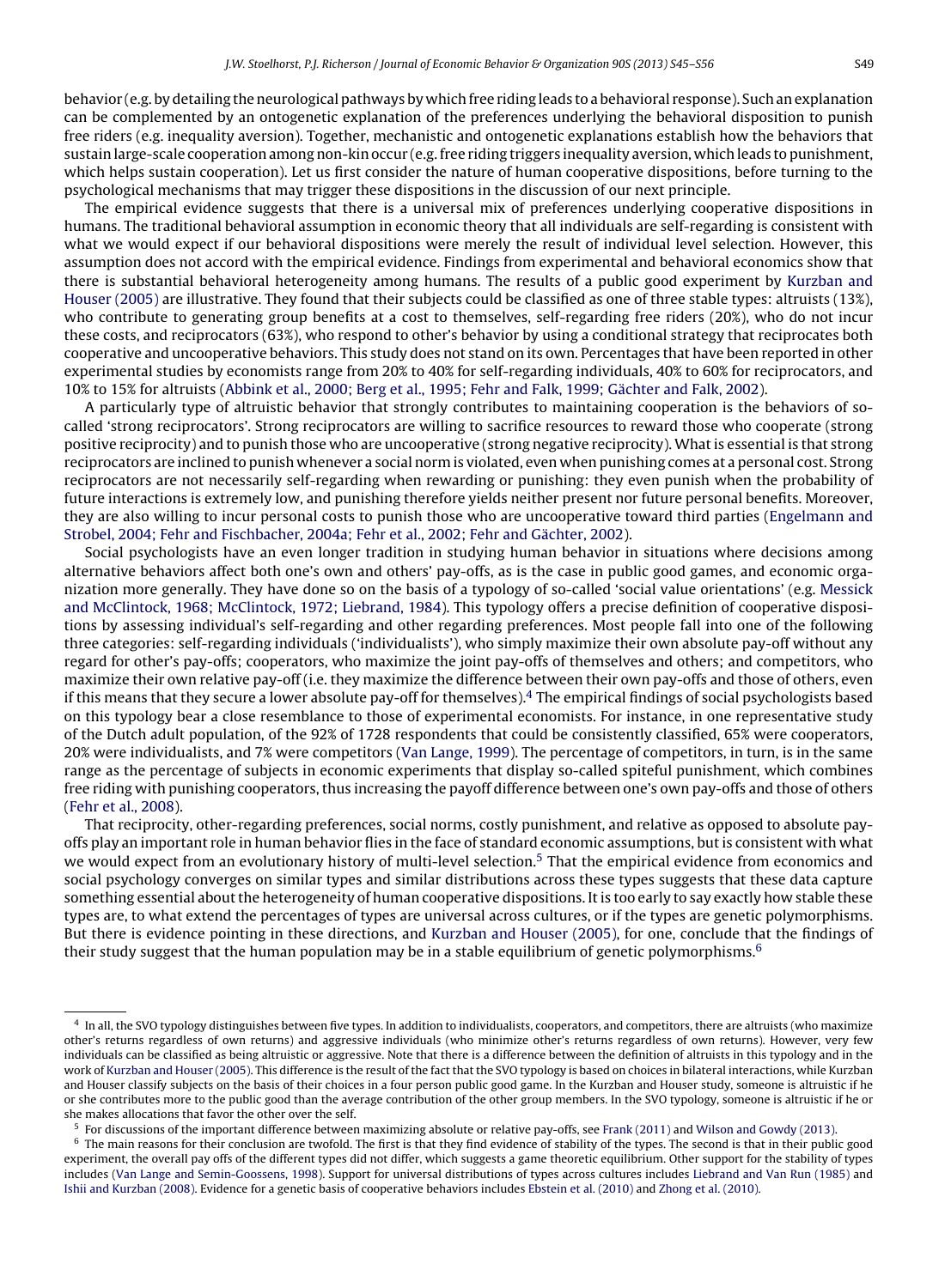behavior (e.g. by detailing the neurological pathways by which free riding leads to a behavioral response). Such an explanation can be complemented by an ontogenetic explanation of the preferences underlying the behavioral disposition to punish free riders (e.g. inequality aversion). Together, mechanistic and ontogenetic explanations establish how the behaviors that sustain large-scale cooperation among non-kin occur (e.g. free riding triggers inequality aversion, which leads to punishment, which helps sustain cooperation). Let us first consider the nature of human cooperative dispositions, before turning to the psychological mechanisms that may trigger these dispositions in the discussion of our next principle.

The empirical evidence suggests that there is a universal mix of preferences underlying cooperative dispositions in humans. The traditional behavioral assumption in economic theory that all individuals are self-regarding is consistent with what we would expect if our behavioral dispositions were merely the result of individual level selection. However, this assumption does not accord with the empirical evidence. Findings from experimental and behavioral economics show that there is substantial behavioral heterogeneity among humans. The results of a public good experiment by Kurzban and Houser (2005) are illustrative. They found that their subjects could be classified as one of three stable types: altruists (13%), who contribute to generating group benefits at a cost to themselves, self-regarding free riders (20%), who do not incur these costs, and reciprocators (63%), who respond to other's behavior by using a conditional strategy that reciprocates both cooperative and uncooperative behaviors. This study does not stand on its own. Percentages that have been reported in other experimental studies by economists range from 20% to 40% for self-regarding individuals, 40% to 60% for reciprocators, and 10% to 15% for altruists (Abbink et al., 2000; Berg et al., 1995; Fehr and Falk, 1999; Gächter and Falk, 2002).

A particularly type of altruistic behavior that strongly contributes to maintaining cooperation is the behaviors of so-called 'strong reciprocators'. Strong reciprocators are willing to sacrifice resources to reward those who cooperate (strong positive reciprocity) and to punish those who are uncooperative (strong negative reciprocity). What is essential is that strong reciprocators are inclined to punish whenever a social norm is violated, even when punishing comes at a personal cost. Strong reciprocators are not necessarily self-regarding when rewarding or punishing: they even punish when the probability of future interactions is extremely low, and punishing therefore yields neither present nor future personal benefits. Moreover, they are also willing to incur personal costs to punish those who are uncooperative toward third parties (Engelmann and Strobel, 2004; Fehr and Fischbacher, 2004a; Fehr et al., 2002; Fehr and Gächter, 2002).

Social psychologists have an even longer tradition in studying human behavior in situations where decisions among alternative behaviors affect both one's own and others' pay-offs, as is the case in public good games, and economic organization more generally. They have done so on the basis of a typology of so-called 'social value orientations' (e.g. Messick and McClintock, 1968; McClintock, 1972; Liebrand, 1984). This typology offers a precise definition of cooperative dispositions by assessing individual's self-regarding and other regarding preferences. Most people fall into one of the following three categories: self-regarding individuals ('individualists'), who simply maximize their own absolute pay-off without any regard for other's pay-offs; cooperators, who maximize the joint pay-offs of themselves and others; and competitors, who maximize their own relative pay-off (i.e. they maximize the difference between their own pay-offs and those of others, even if this means that they secure a lower absolute pay-off for themselves).[4] The empirical findings of social psychologists based on this typology bear a close resemblance to those of experimental economists. For instance, in one representative study of the Dutch adult population, of the 92% of 1728 respondents that could be consistently classified, 65% were cooperators, 20% were individualists, and 7% were competitors (Van Lange, 1999). The percentage of competitors, in turn, is in the same range as the percentage of subjects in economic experiments that display so-called spiteful punishment, which combines free riding with punishing cooperators, thus increasing the payoff difference between one's own pay-offs and those of others (Fehr et al., 2008).

That reciprocity, other-regarding preferences, social norms, costly punishment, and relative as opposed to absolute pay-offs play an important role in human behavior flies in the face of standard economic assumptions, but is consistent with what we would expect from an evolutionary history of multi-level selection.[5] That the empirical evidence from economics and social psychology converges on similar types and similar distributions across these types suggests that these data capture something essential about the heterogeneity of human cooperative dispositions. It is too early to say exactly how stable these types are, to what extend the percentages of types are universal across cultures, or if the types are genetic polymorphisms. But there is evidence pointing in these directions, and Kurzban and Houser (2005), for one, conclude that the findings of their study suggest that the human population may be in a stable equilibrium of genetic polymorphisms.[6]

---

[4] In all, the SVO typology distinguishes between five types. In addition to individualists, cooperators, and competitors, there are altruists (who maximize other's returns regardless of own returns) and aggressive individuals (who minimize other's returns regardless of own returns). However, very few individuals can be classified as being altruistic or aggressive. Note that there is a difference between the definition of altruists in this typology and in the work of Kurzban and Houser (2005). This difference is the result of the fact that the SVO typology is based on choices in bilateral interactions, while Kurzban and Houser classify subjects on the basis of their choices in a four person public good game. In the Kurzban and Houser study, someone is altruistic if he or she contributes more to the public good than the average contribution of the other group members. In the SVO typology, someone is altruistic if he or she makes allocations that favor the other over the self.

[5] For discussions of the important difference between maximizing absolute or relative pay-offs, see Frank (2011) and Wilson and Gowdy (2013).

[6] The main reasons for their conclusion are twofold. The first is that they find evidence of stability of the types. The second is that in their public good experiment, the overall pay offs of the different types did not differ, which suggests a game theoretic equilibrium. Other support for the stability of types includes (Van Lange and Semin-Goossens, 1998). Support for universal distributions of types across cultures includes Liebrand and Van Run (1985) and Ishii and Kurzban (2008). Evidence for a genetic basis of cooperative behaviors includes Ebstein et al. (2010) and Zhong et al. (2010).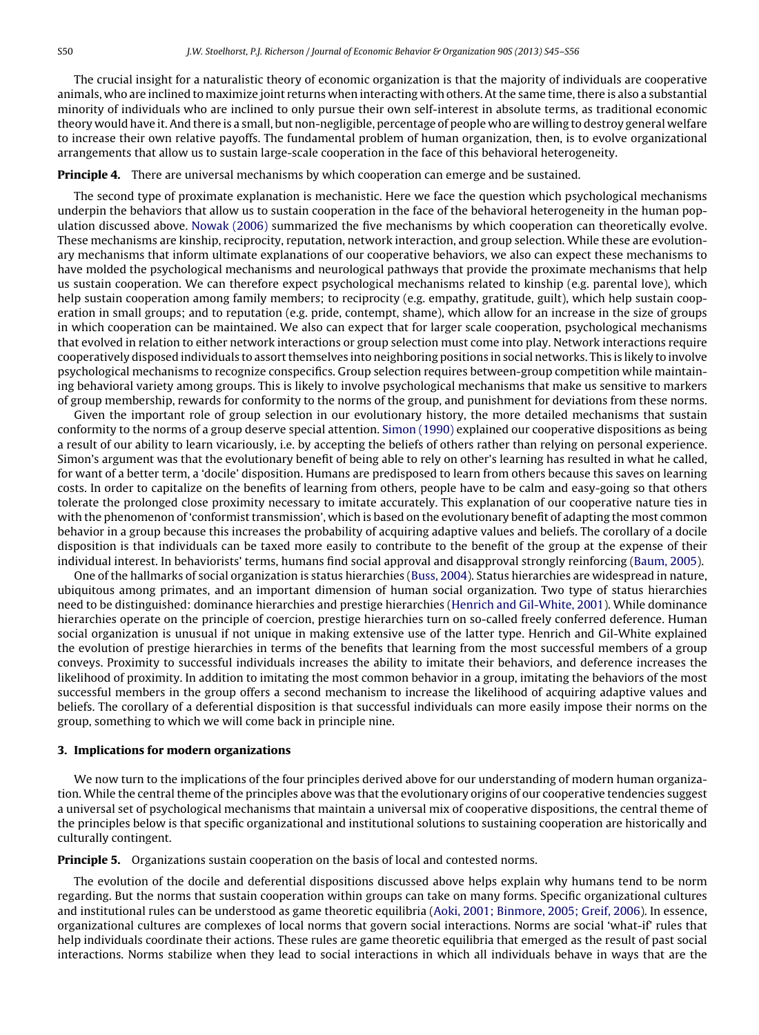The crucial insight for a naturalistic theory of economic organization is that the majority of individuals are cooperative animals, who are inclined to maximize joint returns when interacting with others. At the same time, there is also a substantial minority of individuals who are inclined to only pursue their own self-interest in absolute terms, as traditional economic theory would have it. And there is a small, but non-negligible, percentage of people who are willing to destroy general welfare to increase their own relative payoffs. The fundamental problem of human organization, then, is to evolve organizational arrangements that allow us to sustain large-scale cooperation in the face of this behavioral heterogeneity.

**Principle 4.** There are universal mechanisms by which cooperation can emerge and be sustained.

The second type of proximate explanation is mechanistic. Here we face the question which psychological mechanisms underpin the behaviors that allow us to sustain cooperation in the face of the behavioral heterogeneity in the human population discussed above. Nowak (2006) summarized the five mechanisms by which cooperation can theoretically evolve. These mechanisms are kinship, reciprocity, reputation, network interaction, and group selection. While these are evolutionary mechanisms that inform ultimate explanations of our cooperative behaviors, we also can expect these mechanisms to have molded the psychological mechanisms and neurological pathways that provide the proximate mechanisms that help us sustain cooperation. We can therefore expect psychological mechanisms related to kinship (e.g. parental love), which help sustain cooperation among family members; to reciprocity (e.g. empathy, gratitude, guilt), which help sustain cooperation in small groups; and to reputation (e.g. pride, contempt, shame), which allow for an increase in the size of groups in which cooperation can be maintained. We also can expect that for larger scale cooperation, psychological mechanisms that evolved in relation to either network interactions or group selection must come into play. Network interactions require cooperatively disposed individuals to assort themselves into neighboring positions in social networks. This is likely to involve psychological mechanisms to recognize conspecifics. Group selection requires between-group competition while maintaining behavioral variety among groups. This is likely to involve psychological mechanisms that make us sensitive to markers of group membership, rewards for conformity to the norms of the group, and punishment for deviations from these norms.

Given the important role of group selection in our evolutionary history, the more detailed mechanisms that sustain conformity to the norms of a group deserve special attention. Simon (1990) explained our cooperative dispositions as being a result of our ability to learn vicariously, i.e. by accepting the beliefs of others rather than relying on personal experience. Simon's argument was that the evolutionary benefit of being able to rely on other's learning has resulted in what he called, for want of a better term, a 'docile' disposition. Humans are predisposed to learn from others because this saves on learning costs. In order to capitalize on the benefits of learning from others, people have to be calm and easy-going so that others tolerate the prolonged close proximity necessary to imitate accurately. This explanation of our cooperative nature ties in with the phenomenon of 'conformist transmission', which is based on the evolutionary benefit of adapting the most common behavior in a group because this increases the probability of acquiring adaptive values and beliefs. The corollary of a docile disposition is that individuals can be taxed more easily to contribute to the benefit of the group at the expense of their individual interest. In behaviorists' terms, humans find social approval and disapproval strongly reinforcing (Baum, 2005).

One of the hallmarks of social organization is status hierarchies (Buss, 2004). Status hierarchies are widespread in nature, ubiquitous among primates, and an important dimension of human social organization. Two type of status hierarchies need to be distinguished: dominance hierarchies and prestige hierarchies (Henrich and Gil-White, 2001). While dominance hierarchies operate on the principle of coercion, prestige hierarchies turn on so-called freely conferred deference. Human social organization is unusual if not unique in making extensive use of the latter type. Henrich and Gil-White explained the evolution of prestige hierarchies in terms of the benefits that learning from the most successful members of a group conveys. Proximity to successful individuals increases the ability to imitate their behaviors, and deference increases the likelihood of proximity. In addition to imitating the most common behavior in a group, imitating the behaviors of the most successful members in the group offers a second mechanism to increase the likelihood of acquiring adaptive values and beliefs. The corollary of a deferential disposition is that successful individuals can more easily impose their norms on the group, something to which we will come back in principle nine.

## 3. Implications for modern organizations

We now turn to the implications of the four principles derived above for our understanding of modern human organization. While the central theme of the principles above was that the evolutionary origins of our cooperative tendencies suggest a universal set of psychological mechanisms that maintain a universal mix of cooperative dispositions, the central theme of the principles below is that specific organizational and institutional solutions to sustaining cooperation are historically and culturally contingent.

**Principle 5.** Organizations sustain cooperation on the basis of local and contested norms.

The evolution of the docile and deferential dispositions discussed above helps explain why humans tend to be norm regarding. But the norms that sustain cooperation within groups can take on many forms. Specific organizational cultures and institutional rules can be understood as game theoretic equilibria (Aoki, 2001; Binmore, 2005; Greif, 2006). In essence, organizational cultures are complexes of local norms that govern social interactions. Norms are social 'what-if' rules that help individuals coordinate their actions. These rules are game theoretic equilibria that emerged as the result of past social interactions. Norms stabilize when they lead to social interactions in which all individuals behave in ways that are the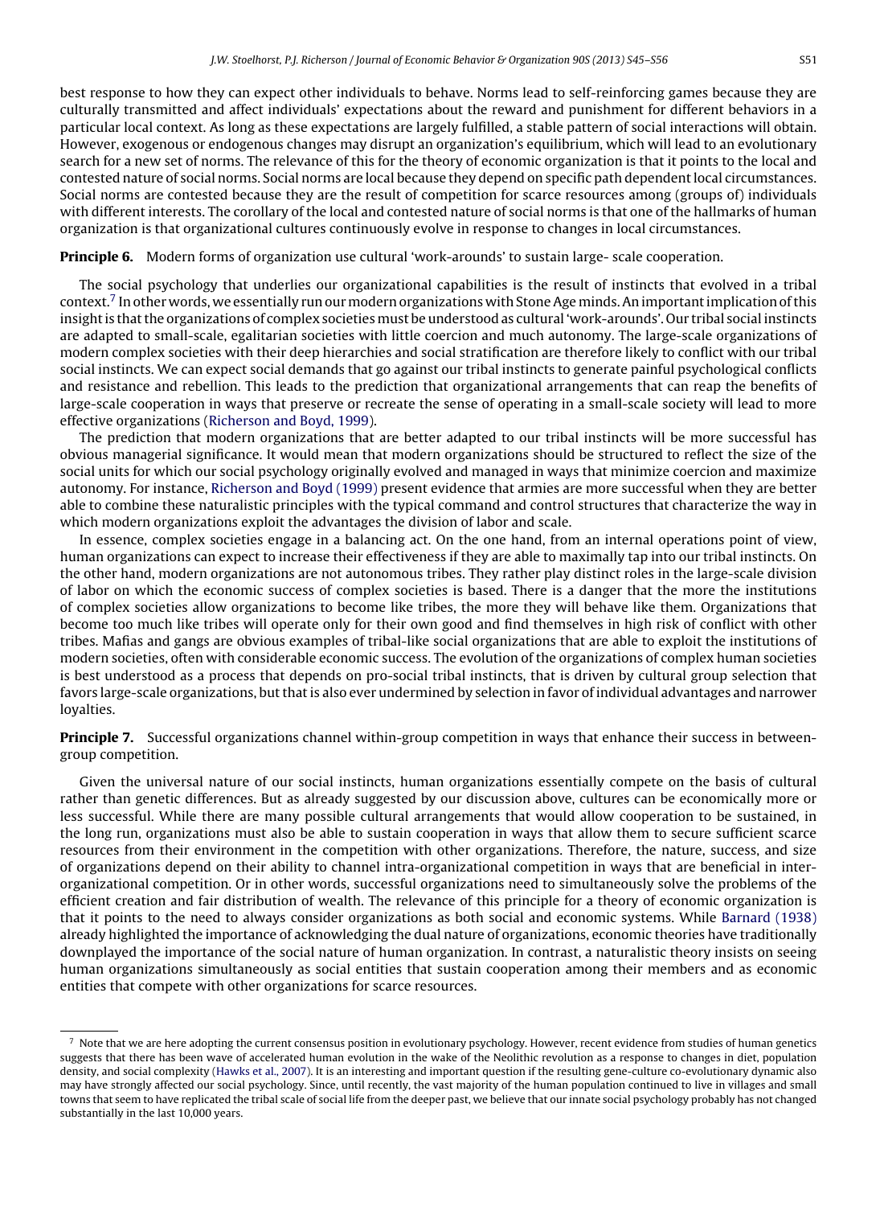best response to how they can expect other individuals to behave. Norms lead to self-reinforcing games because they are culturally transmitted and affect individuals' expectations about the reward and punishment for different behaviors in a particular local context. As long as these expectations are largely fulfilled, a stable pattern of social interactions will obtain. However, exogenous or endogenous changes may disrupt an organization's equilibrium, which will lead to an evolutionary search for a new set of norms. The relevance of this for the theory of economic organization is that it points to the local and contested nature of social norms. Social norms are local because they depend on specific path dependent local circumstances. Social norms are contested because they are the result of competition for scarce resources among (groups of) individuals with different interests. The corollary of the local and contested nature of social norms is that one of the hallmarks of human organization is that organizational cultures continuously evolve in response to changes in local circumstances.

**Principle 6.** Modern forms of organization use cultural 'work-arounds' to sustain large- scale cooperation.

The social psychology that underlies our organizational capabilities is the result of instincts that evolved in a tribal context.[7] In other words, we essentially run our modern organizations with Stone Age minds. An important implication of this insight is that the organizations of complex societies must be understood as cultural 'work-arounds'. Our tribal social instincts are adapted to small-scale, egalitarian societies with little coercion and much autonomy. The large-scale organizations of modern complex societies with their deep hierarchies and social stratification are therefore likely to conflict with our tribal social instincts. We can expect social demands that go against our tribal instincts to generate painful psychological conflicts and resistance and rebellion. This leads to the prediction that organizational arrangements that can reap the benefits of large-scale cooperation in ways that preserve or recreate the sense of operating in a small-scale society will lead to more effective organizations (Richerson and Boyd, 1999).

The prediction that modern organizations that are better adapted to our tribal instincts will be more successful has obvious managerial significance. It would mean that modern organizations should be structured to reflect the size of the social units for which our social psychology originally evolved and managed in ways that minimize coercion and maximize autonomy. For instance, Richerson and Boyd (1999) present evidence that armies are more successful when they are better able to combine these naturalistic principles with the typical command and control structures that characterize the way in which modern organizations exploit the advantages the division of labor and scale.

In essence, complex societies engage in a balancing act. On the one hand, from an internal operations point of view, human organizations can expect to increase their effectiveness if they are able to maximally tap into our tribal instincts. On the other hand, modern organizations are not autonomous tribes. They rather play distinct roles in the large-scale division of labor on which the economic success of complex societies is based. There is a danger that the more the institutions of complex societies allow organizations to become like tribes, the more they will behave like them. Organizations that become too much like tribes will operate only for their own good and find themselves in high risk of conflict with other tribes. Mafias and gangs are obvious examples of tribal-like social organizations that are able to exploit the institutions of modern societies, often with considerable economic success. The evolution of the organizations of complex human societies is best understood as a process that depends on pro-social tribal instincts, that is driven by cultural group selection that favors large-scale organizations, but that is also ever undermined by selection in favor of individual advantages and narrower loyalties.

**Principle 7.** Successful organizations channel within-group competition in ways that enhance their success in between-group competition.

Given the universal nature of our social instincts, human organizations essentially compete on the basis of cultural rather than genetic differences. But as already suggested by our discussion above, cultures can be economically more or less successful. While there are many possible cultural arrangements that would allow cooperation to be sustained, in the long run, organizations must also be able to sustain cooperation in ways that allow them to secure sufficient scarce resources from their environment in the competition with other organizations. Therefore, the nature, success, and size of organizations depend on their ability to channel intra-organizational competition in ways that are beneficial in inter-organizational competition. Or in other words, successful organizations need to simultaneously solve the problems of the efficient creation and fair distribution of wealth. The relevance of this principle for a theory of economic organization is that it points to the need to always consider organizations as both social and economic systems. While Barnard (1938) already highlighted the importance of acknowledging the dual nature of organizations, economic theories have traditionally downplayed the importance of the social nature of human organization. In contrast, a naturalistic theory insists on seeing human organizations simultaneously as social entities that sustain cooperation among their members and as economic entities that compete with other organizations for scarce resources.

[7] Note that we are here adopting the current consensus position in evolutionary psychology. However, recent evidence from studies of human genetics suggests that there has been wave of accelerated human evolution in the wake of the Neolithic revolution as a response to changes in diet, population density, and social complexity (Hawks et al., 2007). It is an interesting and important question if the resulting gene-culture co-evolutionary dynamic also may have strongly affected our social psychology. Since, until recently, the vast majority of the human population continued to live in villages and small towns that seem to have replicated the tribal scale of social life from the deeper past, we believe that our innate social psychology probably has not changed substantially in the last 10,000 years.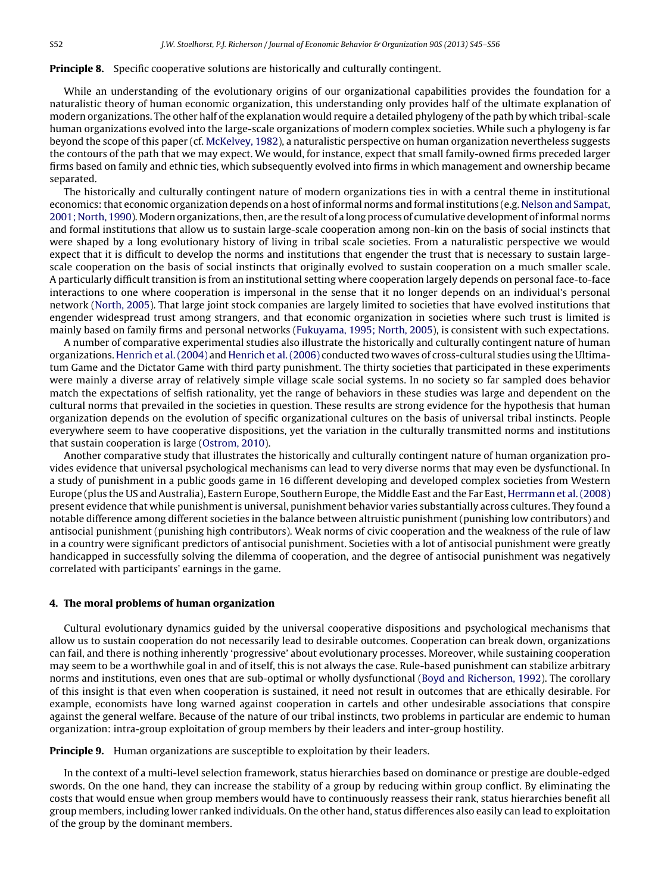**Principle 8.** Specific cooperative solutions are historically and culturally contingent.

While an understanding of the evolutionary origins of our organizational capabilities provides the foundation for a naturalistic theory of human economic organization, this understanding only provides half of the ultimate explanation of modern organizations. The other half of the explanation would require a detailed phylogeny of the path by which tribal-scale human organizations evolved into the large-scale organizations of modern complex societies. While such a phylogeny is far beyond the scope of this paper (cf. McKelvey, 1982), a naturalistic perspective on human organization nevertheless suggests the contours of the path that we may expect. We would, for instance, expect that small family-owned firms preceded larger firms based on family and ethnic ties, which subsequently evolved into firms in which management and ownership became separated.

The historically and culturally contingent nature of modern organizations ties in with a central theme in institutional economics: that economic organization depends on a host of informal norms and formal institutions (e.g. Nelson and Sampat, 2001; North, 1990). Modern organizations, then, are the result of a long process of cumulative development of informal norms and formal institutions that allow us to sustain large-scale cooperation among non-kin on the basis of social instincts that were shaped by a long evolutionary history of living in tribal scale societies. From a naturalistic perspective we would expect that it is difficult to develop the norms and institutions that engender the trust that is necessary to sustain large-scale cooperation on the basis of social instincts that originally evolved to sustain cooperation on a much smaller scale. A particularly difficult transition is from an institutional setting where cooperation largely depends on personal face-to-face interactions to one where cooperation is impersonal in the sense that it no longer depends on an individual's personal network (North, 2005). That large joint stock companies are largely limited to societies that have evolved institutions that engender widespread trust among strangers, and that economic organization in societies where such trust is limited is mainly based on family firms and personal networks (Fukuyama, 1995; North, 2005), is consistent with such expectations.

A number of comparative experimental studies also illustrate the historically and culturally contingent nature of human organizations. Henrich et al. (2004) and Henrich et al. (2006) conducted two waves of cross-cultural studies using the Ultimatum Game and the Dictator Game with third party punishment. The thirty societies that participated in these experiments were mainly a diverse array of relatively simple village scale social systems. In no society so far sampled does behavior match the expectations of selfish rationality, yet the range of behaviors in these studies was large and dependent on the cultural norms that prevailed in the societies in question. These results are strong evidence for the hypothesis that human organization depends on the evolution of specific organizational cultures on the basis of universal tribal instincts. People everywhere seem to have cooperative dispositions, yet the variation in the culturally transmitted norms and institutions that sustain cooperation is large (Ostrom, 2010).

Another comparative study that illustrates the historically and culturally contingent nature of human organization provides evidence that universal psychological mechanisms can lead to very diverse norms that may even be dysfunctional. In a study of punishment in a public goods game in 16 different developing and developed complex societies from Western Europe (plus the US and Australia), Eastern Europe, Southern Europe, the Middle East and the Far East, Herrmann et al. (2008) present evidence that while punishment is universal, punishment behavior varies substantially across cultures. They found a notable difference among different societies in the balance between altruistic punishment (punishing low contributors) and antisocial punishment (punishing high contributors). Weak norms of civic cooperation and the weakness of the rule of law in a country were significant predictors of antisocial punishment. Societies with a lot of antisocial punishment were greatly handicapped in successfully solving the dilemma of cooperation, and the degree of antisocial punishment was negatively correlated with participants' earnings in the game.

## 4. The moral problems of human organization

Cultural evolutionary dynamics guided by the universal cooperative dispositions and psychological mechanisms that allow us to sustain cooperation do not necessarily lead to desirable outcomes. Cooperation can break down, organizations can fail, and there is nothing inherently 'progressive' about evolutionary processes. Moreover, while sustaining cooperation may seem to be a worthwhile goal in and of itself, this is not always the case. Rule-based punishment can stabilize arbitrary norms and institutions, even ones that are sub-optimal or wholly dysfunctional (Boyd and Richerson, 1992). The corollary of this insight is that even when cooperation is sustained, it need not result in outcomes that are ethically desirable. For example, economists have long warned against cooperation in cartels and other undesirable associations that conspire against the general welfare. Because of the nature of our tribal instincts, two problems in particular are endemic to human organization: intra-group exploitation of group members by their leaders and inter-group hostility.

**Principle 9.** Human organizations are susceptible to exploitation by their leaders.

In the context of a multi-level selection framework, status hierarchies based on dominance or prestige are double-edged swords. On the one hand, they can increase the stability of a group by reducing within group conflict. By eliminating the costs that would ensue when group members would have to continuously reassess their rank, status hierarchies benefit all group members, including lower ranked individuals. On the other hand, status differences also easily can lead to exploitation of the group by the dominant members.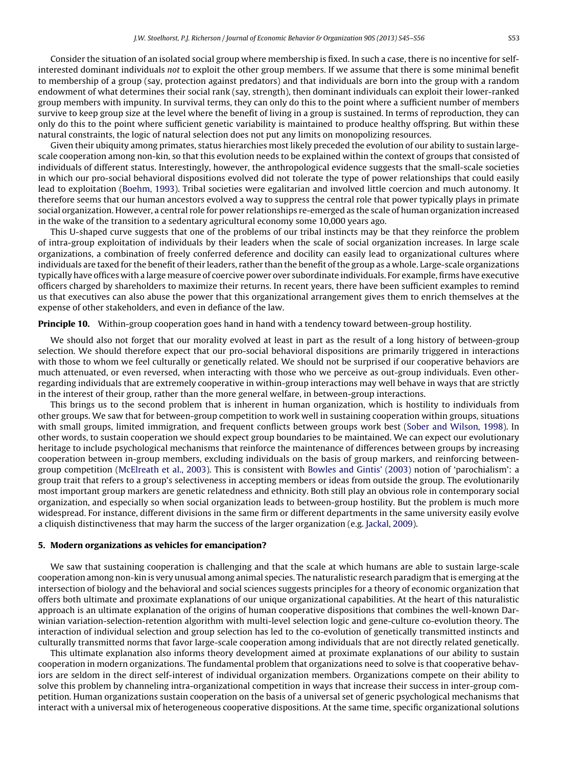Consider the situation of an isolated social group where membership is fixed. In such a case, there is no incentive for self-interested dominant individuals *not* to exploit the other group members. If we assume that there is some minimal benefit to membership of a group (say, protection against predators) and that individuals are born into the group with a random endowment of what determines their social rank (say, strength), then dominant individuals can exploit their lower-ranked group members with impunity. In survival terms, they can only do this to the point where a sufficient number of members survive to keep group size at the level where the benefit of living in a group is sustained. In terms of reproduction, they can only do this to the point where sufficient genetic variability is maintained to produce healthy offspring. But within these natural constraints, the logic of natural selection does not put any limits on monopolizing resources.

Given their ubiquity among primates, status hierarchies most likely preceded the evolution of our ability to sustain large-scale cooperation among non-kin, so that this evolution needs to be explained within the context of groups that consisted of individuals of different status. Interestingly, however, the anthropological evidence suggests that the small-scale societies in which our pro-social behavioral dispositions evolved did not tolerate the type of power relationships that could easily lead to exploitation (Boehm, 1993). Tribal societies were egalitarian and involved little coercion and much autonomy. It therefore seems that our human ancestors evolved a way to suppress the central role that power typically plays in primate social organization. However, a central role for power relationships re-emerged as the scale of human organization increased in the wake of the transition to a sedentary agricultural economy some 10,000 years ago.

This U-shaped curve suggests that one of the problems of our tribal instincts may be that they reinforce the problem of intra-group exploitation of individuals by their leaders when the scale of social organization increases. In large scale organizations, a combination of freely conferred deference and docility can easily lead to organizational cultures where individuals are taxed for the benefit of their leaders, rather than the benefit of the group as a whole. Large-scale organizations typically have offices with a large measure of coercive power over subordinate individuals. For example, firms have executive officers charged by shareholders to maximize their returns. In recent years, there have been sufficient examples to remind us that executives can also abuse the power that this organizational arrangement gives them to enrich themselves at the expense of other stakeholders, and even in defiance of the law.

**Principle 10.** Within-group cooperation goes hand in hand with a tendency toward between-group hostility.

We should also not forget that our morality evolved at least in part as the result of a long history of between-group selection. We should therefore expect that our pro-social behavioral dispositions are primarily triggered in interactions with those to whom we feel culturally or genetically related. We should not be surprised if our cooperative behaviors are much attenuated, or even reversed, when interacting with those who we perceive as out-group individuals. Even other-regarding individuals that are extremely cooperative in within-group interactions may well behave in ways that are strictly in the interest of their group, rather than the more general welfare, in between-group interactions.

This brings us to the second problem that is inherent in human organization, which is hostility to individuals from other groups. We saw that for between-group competition to work well in sustaining cooperation within groups, situations with small groups, limited immigration, and frequent conflicts between groups work best (Sober and Wilson, 1998). In other words, to sustain cooperation we should expect group boundaries to be maintained. We can expect our evolutionary heritage to include psychological mechanisms that reinforce the maintenance of differences between groups by increasing cooperation between in-group members, excluding individuals on the basis of group markers, and reinforcing between-group competition (McElreath et al., 2003). This is consistent with Bowles and Gintis' (2003) notion of 'parochialism': a group trait that refers to a group's selectiveness in accepting members or ideas from outside the group. The evolutionarily most important group markers are genetic relatedness and ethnicity. Both still play an obvious role in contemporary social organization, and especially so when social organization leads to between-group hostility. But the problem is much more widespread. For instance, different divisions in the same firm or different departments in the same university easily evolve a cliquish distinctiveness that may harm the success of the larger organization (e.g. Jackal, 2009).

## 5. Modern organizations as vehicles for emancipation?

We saw that sustaining cooperation is challenging and that the scale at which humans are able to sustain large-scale cooperation among non-kin is very unusual among animal species. The naturalistic research paradigm that is emerging at the intersection of biology and the behavioral and social sciences suggests principles for a theory of economic organization that offers both ultimate and proximate explanations of our unique organizational capabilities. At the heart of this naturalistic approach is an ultimate explanation of the origins of human cooperative dispositions that combines the well-known Darwinian variation-selection-retention algorithm with multi-level selection logic and gene-culture co-evolution theory. The interaction of individual selection and group selection has led to the co-evolution of genetically transmitted instincts and culturally transmitted norms that favor large-scale cooperation among individuals that are not directly related genetically.

This ultimate explanation also informs theory development aimed at proximate explanations of our ability to sustain cooperation in modern organizations. The fundamental problem that organizations need to solve is that cooperative behaviors are seldom in the direct self-interest of individual organization members. Organizations compete on their ability to solve this problem by channeling intra-organizational competition in ways that increase their success in inter-group competition. Human organizations sustain cooperation on the basis of a universal set of generic psychological mechanisms that interact with a universal mix of heterogeneous cooperative dispositions. At the same time, specific organizational solutions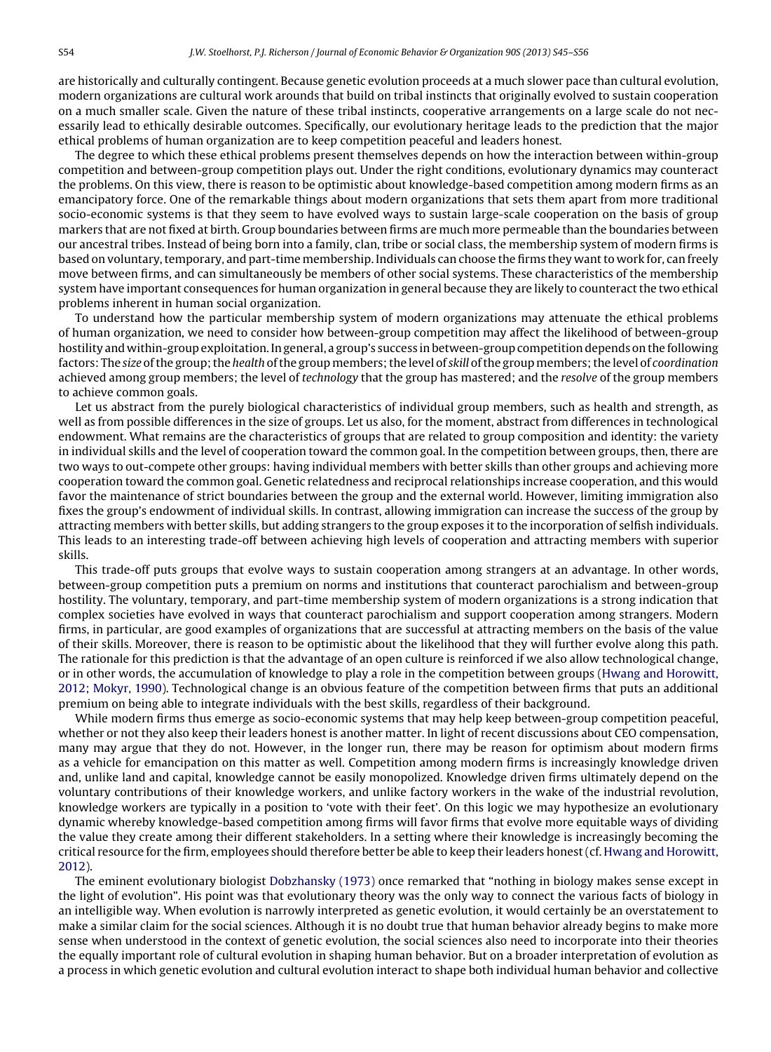are historically and culturally contingent. Because genetic evolution proceeds at a much slower pace than cultural evolution, modern organizations are cultural work arounds that build on tribal instincts that originally evolved to sustain cooperation on a much smaller scale. Given the nature of these tribal instincts, cooperative arrangements on a large scale do not necessarily lead to ethically desirable outcomes. Specifically, our evolutionary heritage leads to the prediction that the major ethical problems of human organization are to keep competition peaceful and leaders honest.

The degree to which these ethical problems present themselves depends on how the interaction between within-group competition and between-group competition plays out. Under the right conditions, evolutionary dynamics may counteract the problems. On this view, there is reason to be optimistic about knowledge-based competition among modern firms as an emancipatory force. One of the remarkable things about modern organizations that sets them apart from more traditional socio-economic systems is that they seem to have evolved ways to sustain large-scale cooperation on the basis of group markers that are not fixed at birth. Group boundaries between firms are much more permeable than the boundaries between our ancestral tribes. Instead of being born into a family, clan, tribe or social class, the membership system of modern firms is based on voluntary, temporary, and part-time membership. Individuals can choose the firms they want to work for, can freely move between firms, and can simultaneously be members of other social systems. These characteristics of the membership system have important consequences for human organization in general because they are likely to counteract the two ethical problems inherent in human social organization.

To understand how the particular membership system of modern organizations may attenuate the ethical problems of human organization, we need to consider how between-group competition may affect the likelihood of between-group hostility and within-group exploitation. In general, a group's success in between-group competition depends on the following factors: The *size* of the group; the *health* of the group members; the level of *skill* of the group members; the level of *coordination* achieved among group members; the level of *technology* that the group has mastered; and the *resolve* of the group members to achieve common goals.

Let us abstract from the purely biological characteristics of individual group members, such as health and strength, as well as from possible differences in the size of groups. Let us also, for the moment, abstract from differences in technological endowment. What remains are the characteristics of groups that are related to group composition and identity: the variety in individual skills and the level of cooperation toward the common goal. In the competition between groups, then, there are two ways to out-compete other groups: having individual members with better skills than other groups and achieving more cooperation toward the common goal. Genetic relatedness and reciprocal relationships increase cooperation, and this would favor the maintenance of strict boundaries between the group and the external world. However, limiting immigration also fixes the group's endowment of individual skills. In contrast, allowing immigration can increase the success of the group by attracting members with better skills, but adding strangers to the group exposes it to the incorporation of selfish individuals. This leads to an interesting trade-off between achieving high levels of cooperation and attracting members with superior skills.

This trade-off puts groups that evolve ways to sustain cooperation among strangers at an advantage. In other words, between-group competition puts a premium on norms and institutions that counteract parochialism and between-group hostility. The voluntary, temporary, and part-time membership system of modern organizations is a strong indication that complex societies have evolved in ways that counteract parochialism and support cooperation among strangers. Modern firms, in particular, are good examples of organizations that are successful at attracting members on the basis of the value of their skills. Moreover, there is reason to be optimistic about the likelihood that they will further evolve along this path. The rationale for this prediction is that the advantage of an open culture is reinforced if we also allow technological change, or in other words, the accumulation of knowledge to play a role in the competition between groups (Hwang and Horowitt, 2012; Mokyr, 1990). Technological change is an obvious feature of the competition between firms that puts an additional premium on being able to integrate individuals with the best skills, regardless of their background.

While modern firms thus emerge as socio-economic systems that may help keep between-group competition peaceful, whether or not they also keep their leaders honest is another matter. In light of recent discussions about CEO compensation, many may argue that they do not. However, in the longer run, there may be reason for optimism about modern firms as a vehicle for emancipation on this matter as well. Competition among modern firms is increasingly knowledge driven and, unlike land and capital, knowledge cannot be easily monopolized. Knowledge driven firms ultimately depend on the voluntary contributions of their knowledge workers, and unlike factory workers in the wake of the industrial revolution, knowledge workers are typically in a position to 'vote with their feet'. On this logic we may hypothesize an evolutionary dynamic whereby knowledge-based competition among firms will favor firms that evolve more equitable ways of dividing the value they create among their different stakeholders. In a setting where their knowledge is increasingly becoming the critical resource for the firm, employees should therefore better be able to keep their leaders honest (cf. Hwang and Horowitt, 2012).

The eminent evolutionary biologist Dobzhansky (1973) once remarked that "nothing in biology makes sense except in the light of evolution". His point was that evolutionary theory was the only way to connect the various facts of biology in an intelligible way. When evolution is narrowly interpreted as genetic evolution, it would certainly be an overstatement to make a similar claim for the social sciences. Although it is no doubt true that human behavior already begins to make more sense when understood in the context of genetic evolution, the social sciences also need to incorporate into their theories the equally important role of cultural evolution in shaping human behavior. But on a broader interpretation of evolution as a process in which genetic evolution and cultural evolution interact to shape both individual human behavior and collective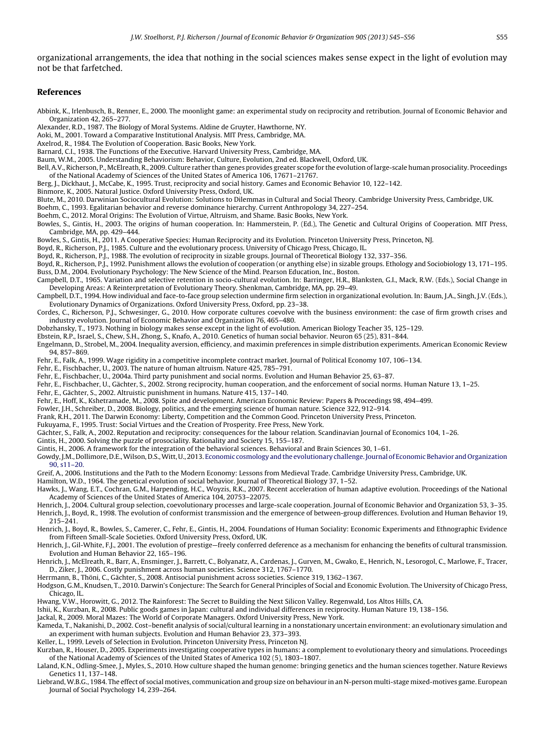organizational arrangements, the idea that nothing in the social sciences makes sense expect in the light of evolution may not be that farfetched.

## References

Abbink, K., Irlenbusch, B., Renner, E., 2000. The moonlight game: an experimental study on reciprocity and retribution. Journal of Economic Behavior and Organization 42, 265–277.

Alexander, R.D., 1987. The Biology of Moral Systems. Aldine de Gruyter, Hawthorne, NY.

Aoki, M., 2001. Toward a Comparative Institutional Analysis. MIT Press, Cambridge, MA.

Axelrod, R., 1984. The Evolution of Cooperation. Basic Books, New York.

Barnard, C.I., 1938. The Functions of the Executive. Harvard University Press, Cambridge, MA.

Baum, W.M., 2005. Understanding Behaviorism: Behavior, Culture, Evolution, 2nd ed. Blackwell, Oxford, UK.

Bell, A.V., Richerson, P., McElreath, R., 2009. Culture rather than genes provides greater scope for the evolution of large-scale human prosociality. Proceedings of the National Academy of Sciences of the United States of America 106, 17671–21767.

Berg, J., Dickhaut, J., McCabe, K., 1995. Trust, reciprocity and social history. Games and Economic Behavior 10, 122–142.

Binmore, K., 2005. Natural Justice. Oxford University Press, Oxford, UK.

Blute, M., 2010. Darwinian Sociocultural Evolution: Solutions to Dilemmas in Cultural and Social Theory. Cambridge University Press, Cambridge, UK.

Boehm, C., 1993. Egalitarian behavior and reverse dominance hierarchy. Current Anthropology 34, 227–254.

Boehm, C., 2012. Moral Origins: The Evolution of Virtue, Altruism, and Shame. Basic Books, New York.

Bowles, S., Gintis, H., 2003. The origins of human cooperation. In: Hammerstein, P. (Ed.), The Genetic and Cultural Origins of Cooperation. MIT Press, Cambridge, MA, pp. 429–444.

Bowles, S., Gintis, H., 2011. A Cooperative Species: Human Reciprocity and its Evolution. Princeton University Press, Princeton, NJ.

Boyd, R., Richerson, P.J., 1985. Culture and the evolutionary process. University of Chicago Press, Chicago, IL.

Boyd, R., Richerson, P.J., 1988. The evolution of reciprocity in sizable groups. Journal of Theoretical Biology 132, 337–356.

Boyd, R., Richerson, P.J., 1992. Punishment allows the evolution of cooperation (or anything else) in sizable groups. Ethology and Sociobiology 13, 171–195.

Buss, D.M., 2004. Evolutionary Psychology: The New Science of the Mind. Pearson Education, Inc., Boston.

Campbell, D.T., 1965. Variation and selective retention in socio-cultural evolution. In: Barringer, H.R., Blanksten, G.I., Mack, R.W. (Eds.), Social Change in Developing Areas: A Reinterpretation of Evolutionary Theory. Shenkman, Cambridge, MA, pp. 29–49.

Campbell, D.T., 1994. How individual and face-to-face group selection undermine firm selection in organizational evolution. In: Baum, J.A., Singh, J.V. (Eds.), Evolutionary Dynamics of Organizations. Oxford University Press, Oxford, pp. 23–38.

Cordes, C., Richerson, P.J., Schwesinger, G., 2010. How corporate cultures coevolve with the business environment: the case of firm growth crises and industry evolution. Journal of Economic Behavior and Organization 76, 465–480.

Dobzhansky, T., 1973. Nothing in biology makes sense except in the light of evolution. American Biology Teacher 35, 125–129.

Ebstein, R.P., Israel, S., Chew, S.H., Zhong, S., Knafo, A., 2010. Genetics of human social behavior. Neuron 65 (25), 831–844.

Engelmann, D., Strobel, M., 2004. Inequality aversion, efficiency, and maximin preferences in simple distribution experiments. American Economic Review 94, 857–869.

Fehr, E., Falk, A., 1999. Wage rigidity in a competitive incomplete contract market. Journal of Political Economy 107, 106–134.

Fehr, E., Fischbacher, U., 2003. The nature of human altruism. Nature 425, 785–791.

Fehr, E., Fischbacher, U., 2004a. Third party punishment and social norms. Evolution and Human Behavior 25, 63–87.

Fehr, E., Fischbacher, U., Gächter, S., 2002. Strong reciprocity, human cooperation, and the enforcement of social norms. Human Nature 13, 1–25.

Fehr, E., Gächter, S., 2002. Altruistic punishment in humans. Nature 415, 137–140.

Fehr, E., Hoff, K., Kshetramade, M., 2008. Spite and development. American Economic Review: Papers & Proceedings 98, 494–499.

Fowler, J.H., Schreiber, D., 2008. Biology, politics, and the emerging science of human nature. Science 322, 912–914.

Frank, R.H., 2011. The Darwin Economy: Liberty, Competition and the Common Good. Princeton University Press, Princeton.

Fukuyama, F., 1995. Trust: Social Virtues and the Creation of Prosperity. Free Press, New York.

Gächter, S., Falk, A., 2002. Reputation and reciprocity: consequences for the labour relation. Scandinavian Journal of Economics 104, 1–26.

Gintis, H., 2000. Solving the puzzle of prosociality. Rationality and Society 15, 155–187.

Gintis, H., 2006. A framework for the integration of the behavioral sciences. Behavioral and Brain Sciences 30, 1–61.

Gowdy, J.M., Dollimore, D.E., Wilson, D.S., Witt, U., 2013. Economic cosmology and the evolutionary challenge. Journal of Economic Behavior and Organization 90, s11–20.

Greif, A., 2006. Institutions and the Path to the Modern Economy: Lessons from Medieval Trade. Cambridge University Press, Cambridge, UK.

Hamilton, W.D., 1964. The genetical evolution of social behavior. Journal of Theoretical Biology 37, 1–52.

Hawks, J., Wang, E.T., Cochran, G.M., Harpending, H.C., Woyzis, R.K., 2007. Recent acceleration of human adaptive evolution. Proceedings of the National Academy of Sciences of the United States of America 104, 20753–22075.

Henrich, J., 2004. Cultural group selection, coevolutionary processes and large-scale cooperation. Journal of Economic Behavior and Organization 53, 3–35.

Henrich, J., Boyd, R., 1998. The evolution of conformist transmission and the emergence of between-group differences. Evolution and Human Behavior 19, 215–241.

Henrich, J., Boyd, R., Bowles, S., Camerer, C., Fehr, E., Gintis, H., 2004. Foundations of Human Sociality: Economic Experiments and Ethnographic Evidence from Fifteen Small-Scale Societies. Oxford University Press, Oxford, UK.

Henrich, J., Gil-White, F.J., 2001. The evolution of prestige—freely conferred deference as a mechanism for enhancing the benefits of cultural transmission. Evolution and Human Behavior 22, 165–196.

Henrich, J., McElreath, R., Barr, A., Ensminger, J., Barrett, C., Bolyanatz, A., Cardenas, J., Gurven, M., Gwako, E., Henrich, N., Lesorogol, C., Marlowe, F., Tracer, D., Ziker, J., 2006. Costly punishment across human societies. Science 312, 1767–1770.

Herrmann, B., Thöni, C., Gächter, S., 2008. Antisocial punishment across societies. Science 319, 1362–1367.

Hodgson, G.M., Knudsen, T., 2010. Darwin's Conjecture: The Search for General Principles of Social and Economic Evolution. The University of Chicago Press, Chicago, IL.

Hwang, V.W., Horowitt, G., 2012. The Rainforest: The Secret to Building the Next Silicon Valley. Regenwald, Los Altos Hills, CA.

Ishii, K., Kurzban, R., 2008. Public goods games in Japan: cultural and individual differences in reciprocity. Human Nature 19, 138–156.

Jackal, R., 2009. Moral Mazes: The World of Corporate Managers. Oxford University Press, New York.

Kameda, T., Nakanishi, D., 2002. Cost–benefit analysis of social/cultural learning in a nonstationary uncertain environment: an evolutionary simulation and an experiment with human subjects. Evolution and Human Behavior 23, 373–393.

Keller, L., 1999. Levels of Selection in Evolution. Princeton University Press, Princeton NJ.

Kurzban, R., Houser, D., 2005. Experiments investigating cooperative types in humans: a complement to evolutionary theory and simulations. Proceedings of the National Academy of Sciences of the United States of America 102 (5), 1803–1807.

Laland, K.N., Odling-Smee, J., Myles, S., 2010. How culture shaped the human genome: bringing genetics and the human sciences together. Nature Reviews Genetics 11, 137–148.

Liebrand, W.B.G., 1984. The effect of social motives, communication and group size on behaviour in an N-person multi-stage mixed-motives game. European Journal of Social Psychology 14, 239–264.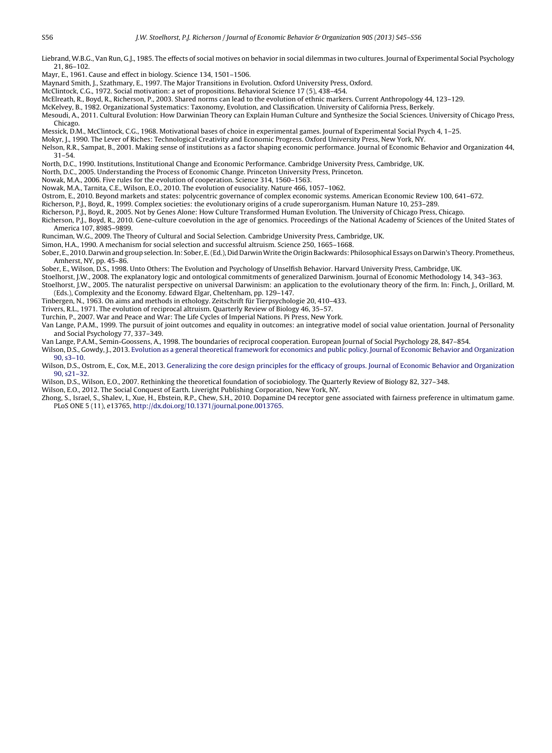Liebrand, W.B.G., Van Run, G.J., 1985. The effects of social motives on behavior in social dilemmas in two cultures. Journal of Experimental Social Psychology 21, 86–102.

Mayr, E., 1961. Cause and effect in biology. Science 134, 1501–1506.

Maynard Smith, J., Szathmary, E., 1997. The Major Transitions in Evolution. Oxford University Press, Oxford.

McClintock, C.G., 1972. Social motivation: a set of propositions. Behavioral Science 17 (5), 438–454.

McElreath, R., Boyd, R., Richerson, P., 2003. Shared norms can lead to the evolution of ethnic markers. Current Anthropology 44, 123–129.

McKelvey, B., 1982. Organizational Systematics: Taxonomy, Evolution, and Classification. University of California Press, Berkely.

Mesoudi, A., 2011. Cultural Evolution: How Darwinian Theory can Explain Human Culture and Synthesize the Social Sciences. University of Chicago Press, Chicago.

Messick, D.M., McClintock, C.G., 1968. Motivational bases of choice in experimental games. Journal of Experimental Social Psych 4, 1–25.

Mokyr, J., 1990. The Lever of Riches: Technological Creativity and Economic Progress. Oxford University Press, New York, NY.

Nelson, R.R., Sampat, B., 2001. Making sense of institutions as a factor shaping economic performance. Journal of Economic Behavior and Organization 44, 31–54.

North, D.C., 1990. Institutions, Institutional Change and Economic Performance. Cambridge University Press, Cambridge, UK.

North, D.C., 2005. Understanding the Process of Economic Change. Princeton University Press, Princeton.

Nowak, M.A., 2006. Five rules for the evolution of cooperation. Science 314, 1560–1563.

Nowak, M.A., Tarnita, C.E., Wilson, E.O., 2010. The evolution of eusociality. Nature 466, 1057–1062.

Ostrom, E., 2010. Beyond markets and states: polycentric governance of complex economic systems. American Economic Review 100, 641–672.

Richerson, P.J., Boyd, R., 1999. Complex societies: the evolutionary origins of a crude superorganism. Human Nature 10, 253–289.

Richerson, P.J., Boyd, R., 2005. Not by Genes Alone: How Culture Transformed Human Evolution. The University of Chicago Press, Chicago.

Richerson, P.J., Boyd, R., 2010. Gene-culture coevolution in the age of genomics. Proceedings of the National Academy of Sciences of the United States of America 107, 8985–9899.

Runciman, W.G., 2009. The Theory of Cultural and Social Selection. Cambridge University Press, Cambridge, UK.

Simon, H.A., 1990. A mechanism for social selection and successful altruism. Science 250, 1665–1668.

Sober, E., 2010. Darwin and group selection. In: Sober, E. (Ed.), Did Darwin Write the Origin Backwards: Philosophical Essays on Darwin's Theory. Prometheus, Amherst, NY, pp. 45–86.

Sober, E., Wilson, D.S., 1998. Unto Others: The Evolution and Psychology of Unselfish Behavior. Harvard University Press, Cambridge, UK.

Stoelhorst, J.W., 2008. The explanatory logic and ontological commitments of generalized Darwinism. Journal of Economic Methodology 14, 343–363.

Stoelhorst, J.W., 2005. The naturalist perspective on universal Darwinism: an application to the evolutionary theory of the firm. In: Finch, J., Orillard, M. (Eds.), Complexity and the Economy. Edward Elgar, Cheltenham, pp. 129–147.

Tinbergen, N., 1963. On aims and methods in ethology. Zeitschrift für Tierpsychologie 20, 410–433.

Trivers, R.L., 1971. The evolution of reciprocal altruism. Quarterly Review of Biology 46, 35–57.

Turchin, P., 2007. War and Peace and War: The Life Cycles of Imperial Nations. Pi Press, New York.

Van Lange, P.A.M., 1999. The pursuit of joint outcomes and equality in outcomes: an integrative model of social value orientation. Journal of Personality and Social Psychology 77, 337–349.

Van Lange, P.A.M., Semin-Goossens, A., 1998. The boundaries of reciprocal cooperation. European Journal of Social Psychology 28, 847–854.

Wilson, D.S., Gowdy, J., 2013. Evolution as a general theoretical framework for economics and public policy. Journal of Economic Behavior and Organization 90, s3–10.

Wilson, D.S., Ostrom, E., Cox, M.E., 2013. Generalizing the core design principles for the efficacy of groups. Journal of Economic Behavior and Organization 90, s21–32.

Wilson, D.S., Wilson, E.O., 2007. Rethinking the theoretical foundation of sociobiology. The Quarterly Review of Biology 82, 327–348.

Wilson, E.O., 2012. The Social Conquest of Earth. Liveright Publishing Corporation, New York, NY.

Zhong, S., Israel, S., Shalev, I., Xue, H., Ebstein, R.P., Chew, S.H., 2010. Dopamine D4 receptor gene associated with fairness preference in ultimatum game. PLoS ONE 5 (11), e13765, http://dx.doi.org/10.1371/journal.pone.0013765.